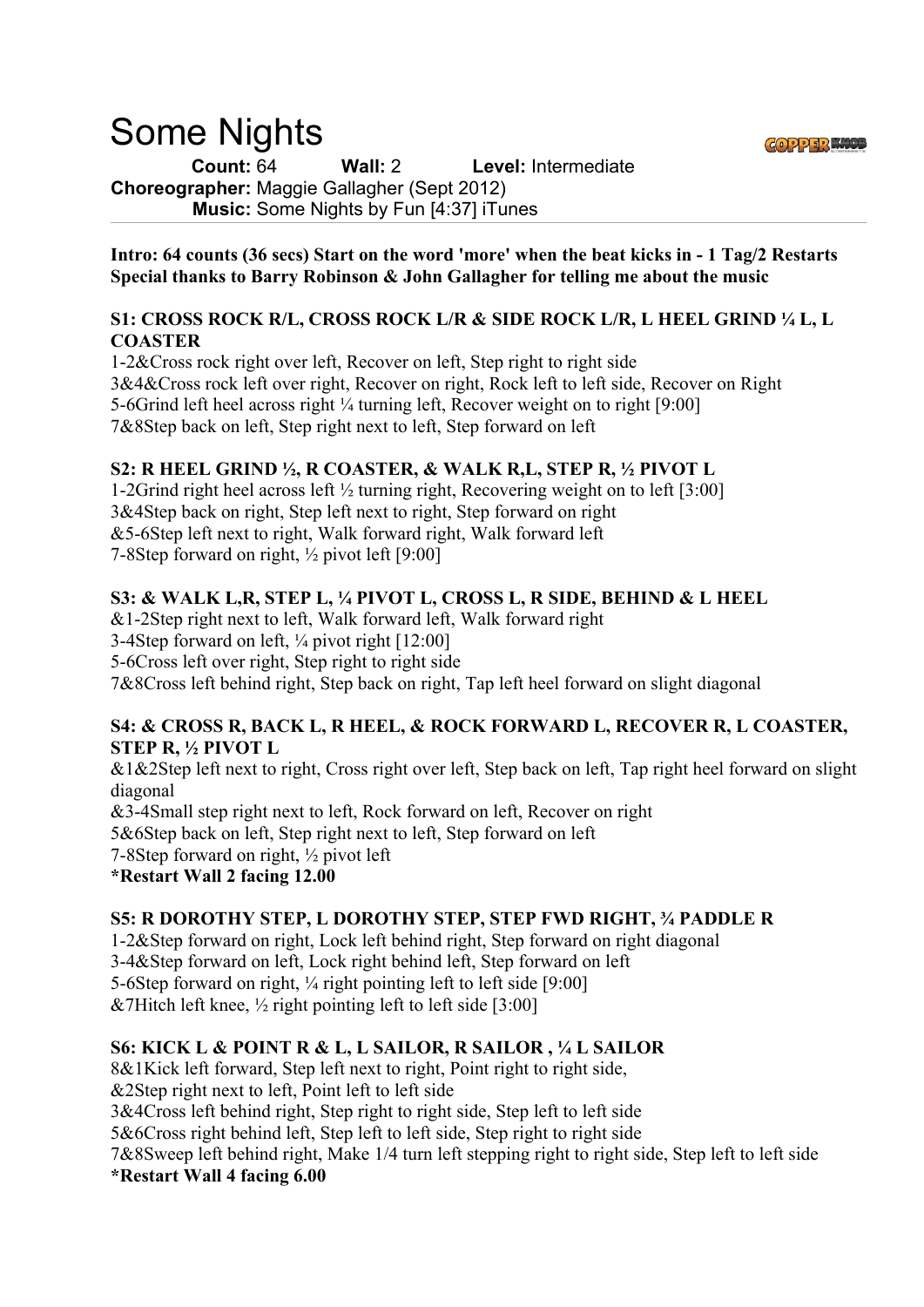# Some Nights

**Count:** 64 **Wall:** 2 **Level:** Intermediate
**Choreographer:** Maggie Gallagher (Sept 2012)
**Music:** Some Nights by Fun [4:37] iTunes

**Intro: 64 counts (36 secs) Start on the word 'more' when the beat kicks in - 1 Tag/2 Restarts**
**Special thanks to Barry Robinson & John Gallagher for telling me about the music**

**S1: CROSS ROCK R/L, CROSS ROCK L/R & SIDE ROCK L/R, L HEEL GRIND ¼ L, L COASTER**

1-2&Cross rock right over left, Recover on left, Step right to right side
3&4&Cross rock left over right, Recover on right, Rock left to left side, Recover on Right
5-6Grind left heel across right ¼ turning left, Recover weight on to right [9:00]
7&8Step back on left, Step right next to left, Step forward on left

**S2: R HEEL GRIND ½, R COASTER, & WALK R,L, STEP R, ½ PIVOT L**

1-2Grind right heel across left ½ turning right, Recovering weight on to left [3:00]
3&4Step back on right, Step left next to right, Step forward on right
&5-6Step left next to right, Walk forward right, Walk forward left
7-8Step forward on right, ½ pivot left [9:00]

**S3: & WALK L,R, STEP L, ¼ PIVOT L, CROSS L, R SIDE, BEHIND & L HEEL**

&1-2Step right next to left, Walk forward left, Walk forward right
3-4Step forward on left, ¼ pivot right [12:00]
5-6Cross left over right, Step right to right side
7&8Cross left behind right, Step back on right, Tap left heel forward on slight diagonal

**S4: & CROSS R, BACK L, R HEEL, & ROCK FORWARD L, RECOVER R, L COASTER, STEP R, ½ PIVOT L**

&1&2Step left next to right, Cross right over left, Step back on left, Tap right heel forward on slight diagonal
&3-4Small step right next to left, Rock forward on left, Recover on right
5&6Step back on left, Step right next to left, Step forward on left
7-8Step forward on right, ½ pivot left
**\*Restart Wall 2 facing 12.00**

**S5: R DOROTHY STEP, L DOROTHY STEP, STEP FWD RIGHT, ¾ PADDLE R**

1-2&Step forward on right, Lock left behind right, Step forward on right diagonal
3-4&Step forward on left, Lock right behind left, Step forward on left
5-6Step forward on right, ¼ right pointing left to left side [9:00]
&7Hitch left knee, ½ right pointing left to left side [3:00]

**S6: KICK L & POINT R & L, L SAILOR, R SAILOR , ¼ L SAILOR**

8&1Kick left forward, Step left next to right, Point right to right side,
&2Step right next to left, Point left to left side
3&4Cross left behind right, Step right to right side, Step left to left side
5&6Cross right behind left, Step left to left side, Step right to right side
7&8Sweep left behind right, Make 1/4 turn left stepping right to right side, Step left to left side
**\*Restart Wall 4 facing 6.00**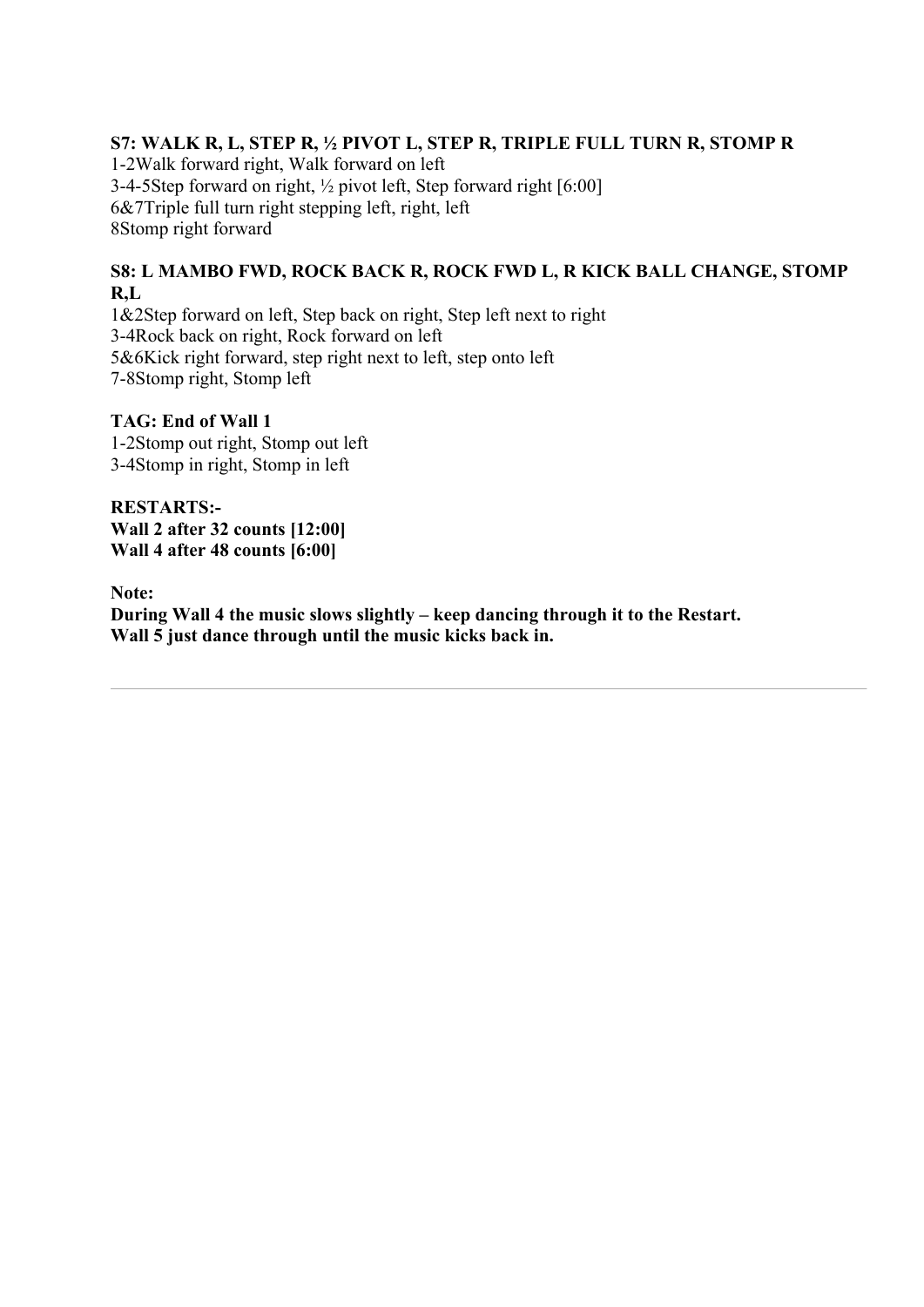**S7: WALK R, L, STEP R, ½ PIVOT L, STEP R, TRIPLE FULL TURN R, STOMP R**

1-2Walk forward right, Walk forward on left
3-4-5Step forward on right, ½ pivot left, Step forward right [6:00]
6&7Triple full turn right stepping left, right, left
8Stomp right forward

**S8: L MAMBO FWD, ROCK BACK R, ROCK FWD L, R KICK BALL CHANGE, STOMP R,L**

1&2Step forward on left, Step back on right, Step left next to right
3-4Rock back on right, Rock forward on left
5&6Kick right forward, step right next to left, step onto left
7-8Stomp right, Stomp left

**TAG: End of Wall 1**

1-2Stomp out right, Stomp out left
3-4Stomp in right, Stomp in left

**RESTARTS:-**
**Wall 2 after 32 counts [12:00]**
**Wall 4 after 48 counts [6:00]**

**Note:**
**During Wall 4 the music slows slightly – keep dancing through it to the Restart.**
**Wall 5 just dance through until the music kicks back in.**

---